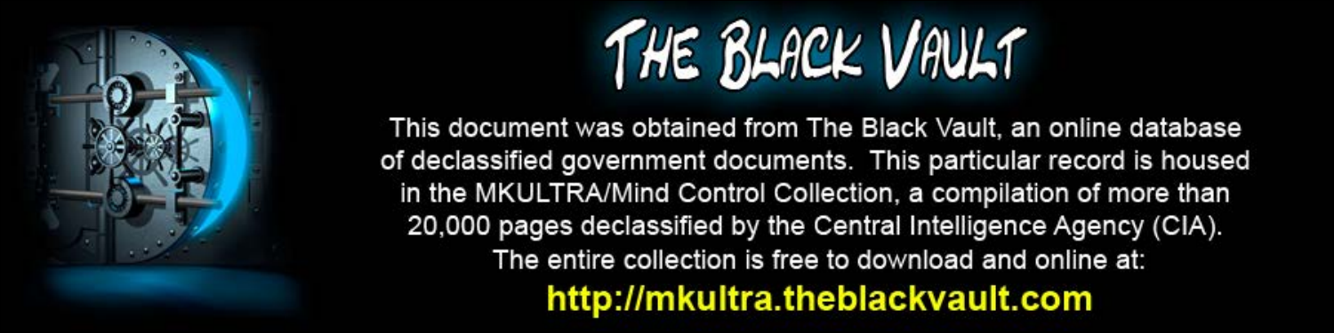# THE BLACK VAULT

This document was obtained from The Black Vault, an online database of declassified government documents. This particular record is housed in the MKULTRA/Mind Control Collection, a compilation of more than 20,000 pages declassified by the Central Intelligence Agency (CIA). The entire collection is free to download and online at:

**http://mkultra.theblackvault.com**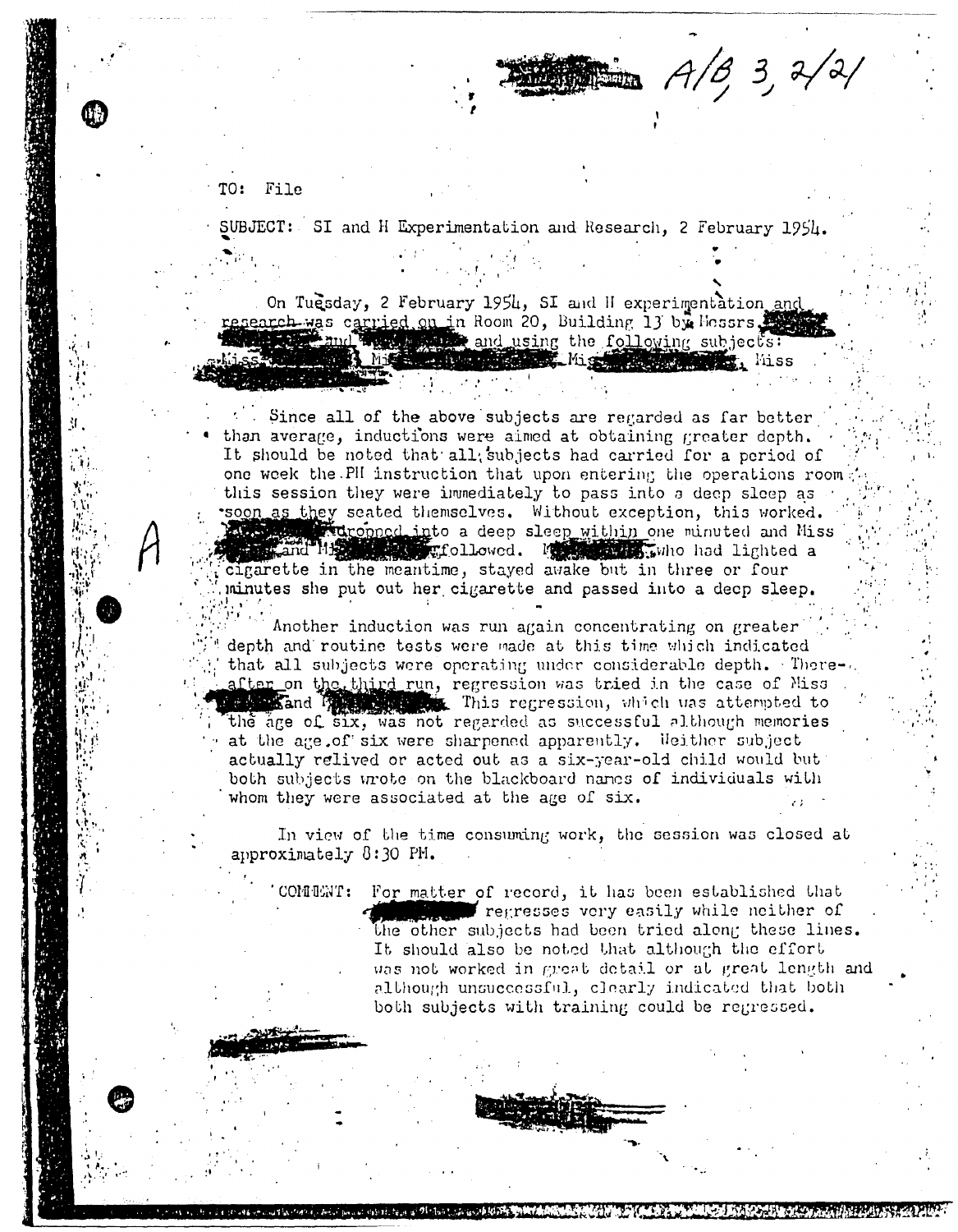A/B, 3, 2/21

TO: File

SUBJECT: SI and H Experimentation and Research, 2 February 1954.

On Tuesday, 2 February 1954, SI and H experimentation and research was carried on in Room 20, Building 13 by Messrs. [redacted] and [redacted] and using the following subjects: Miss [redacted], Miss [redacted], Miss [redacted], Miss [redacted].

Since all of the above subjects are regarded as far better than average, inductions were aimed at obtaining greater depth. It should be noted that all subjects had carried for a period of one week the PH instruction that upon entering the operations room this session they were immediately to pass into a deep sleep as soon as they seated themselves. Without exception, this worked. [redacted] dropped into a deep sleep within one minute and Miss [redacted] and Miss [redacted] followed. Miss [redacted] who had lighted a cigarette in the meantime, stayed awake but in three or four minutes she put out her cigarette and passed into a deep sleep.

Another induction was run again concentrating on greater depth and routine tests were made at this time which indicated that all subjects were operating under considerable depth. Thereafter on the third run, regression was tried in the case of Miss [redacted] and [redacted]. This regression, which was attempted to the age of six, was not regarded as successful although memories at the age of six were sharpened apparently. Neither subject actually relived or acted out as a six-year-old child would but both subjects wrote on the blackboard names of individuals with whom they were associated at the age of six.

In view of the time consuming work, the session was closed at approximately 8:30 PM.

COMMENT: For matter of record, it has been established that [redacted] regresses very easily while neither of the other subjects had been tried along these lines. It should also be noted that although the effort was not worked in great detail or at great length and although unsuccessful, clearly indicated that both both subjects with training could be regressed.